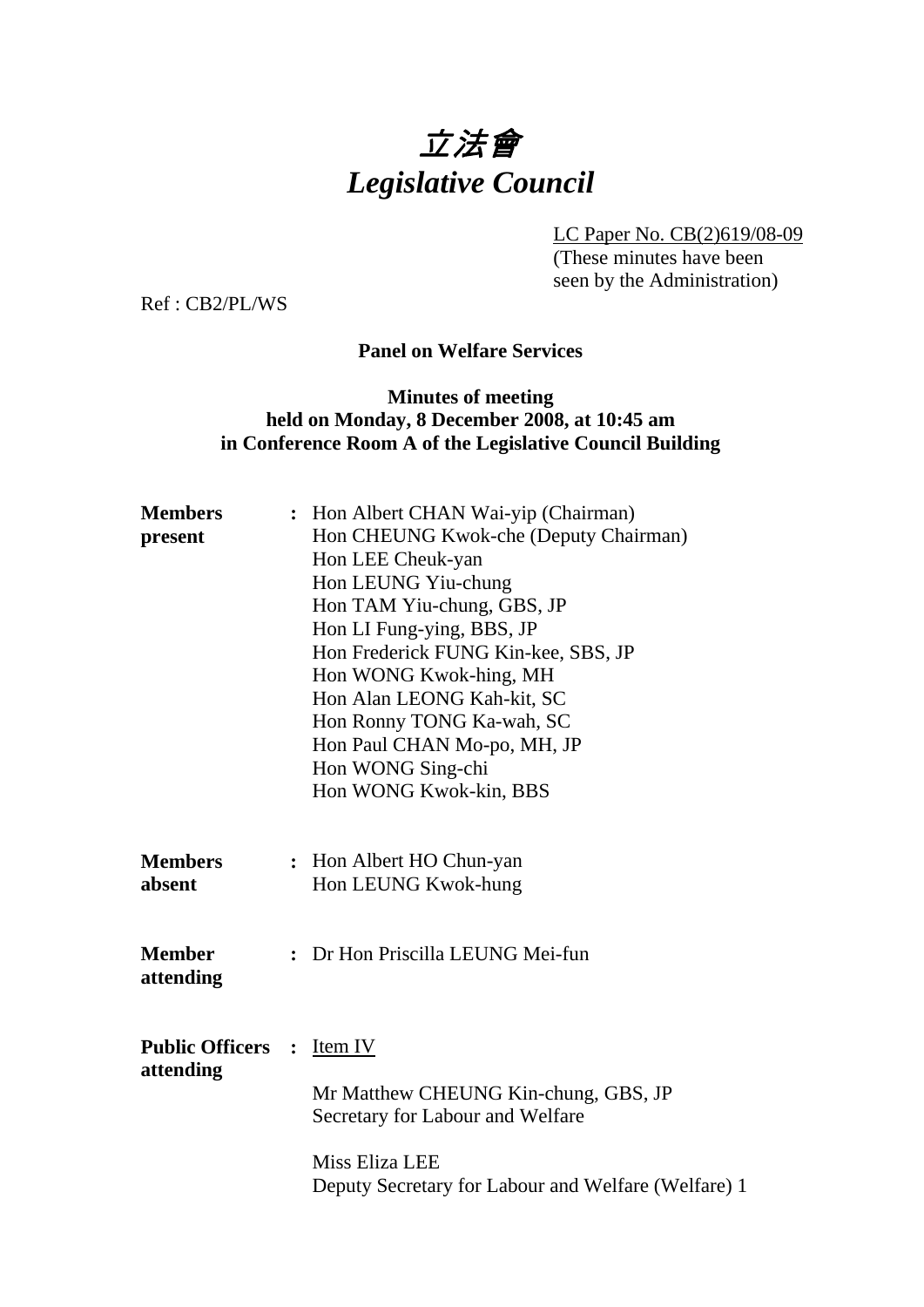# *立法會*
# *Legislative Council*

LC Paper No. CB(2)619/08-09
(These minutes have been seen by the Administration)

Ref : CB2/PL/WS

**Panel on Welfare Services**

**Minutes of meeting**
**held on Monday, 8 December 2008, at 10:45 am**
**in Conference Room A of the Legislative Council Building**

**Members present** : Hon Albert CHAN Wai-yip (Chairman)
Hon CHEUNG Kwok-che (Deputy Chairman)
Hon LEE Cheuk-yan
Hon LEUNG Yiu-chung
Hon TAM Yiu-chung, GBS, JP
Hon LI Fung-ying, BBS, JP
Hon Frederick FUNG Kin-kee, SBS, JP
Hon WONG Kwok-hing, MH
Hon Alan LEONG Kah-kit, SC
Hon Ronny TONG Ka-wah, SC
Hon Paul CHAN Mo-po, MH, JP
Hon WONG Sing-chi
Hon WONG Kwok-kin, BBS

**Members absent** : Hon Albert HO Chun-yan
Hon LEUNG Kwok-hung

**Member attending** : Dr Hon Priscilla LEUNG Mei-fun

**Public Officers attending** : Item IV

Mr Matthew CHEUNG Kin-chung, GBS, JP
Secretary for Labour and Welfare

Miss Eliza LEE
Deputy Secretary for Labour and Welfare (Welfare) 1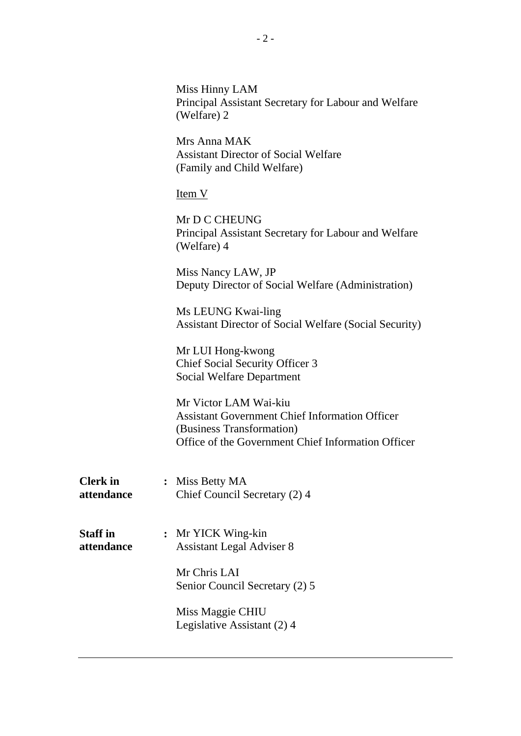Miss Hinny LAM
Principal Assistant Secretary for Labour and Welfare (Welfare) 2

Mrs Anna MAK
Assistant Director of Social Welfare (Family and Child Welfare)

<u>Item V</u>

Mr D C CHEUNG
Principal Assistant Secretary for Labour and Welfare (Welfare) 4

Miss Nancy LAW, JP
Deputy Director of Social Welfare (Administration)

Ms LEUNG Kwai-ling
Assistant Director of Social Welfare (Social Security)

Mr LUI Hong-kwong
Chief Social Security Officer 3
Social Welfare Department

Mr Victor LAM Wai-kiu
Assistant Government Chief Information Officer (Business Transformation)
Office of the Government Chief Information Officer

**Clerk in attendance** : Miss Betty MA
Chief Council Secretary (2) 4

**Staff in attendance** : Mr YICK Wing-kin
Assistant Legal Adviser 8

Mr Chris LAI
Senior Council Secretary (2) 5

Miss Maggie CHIU
Legislative Assistant (2) 4

---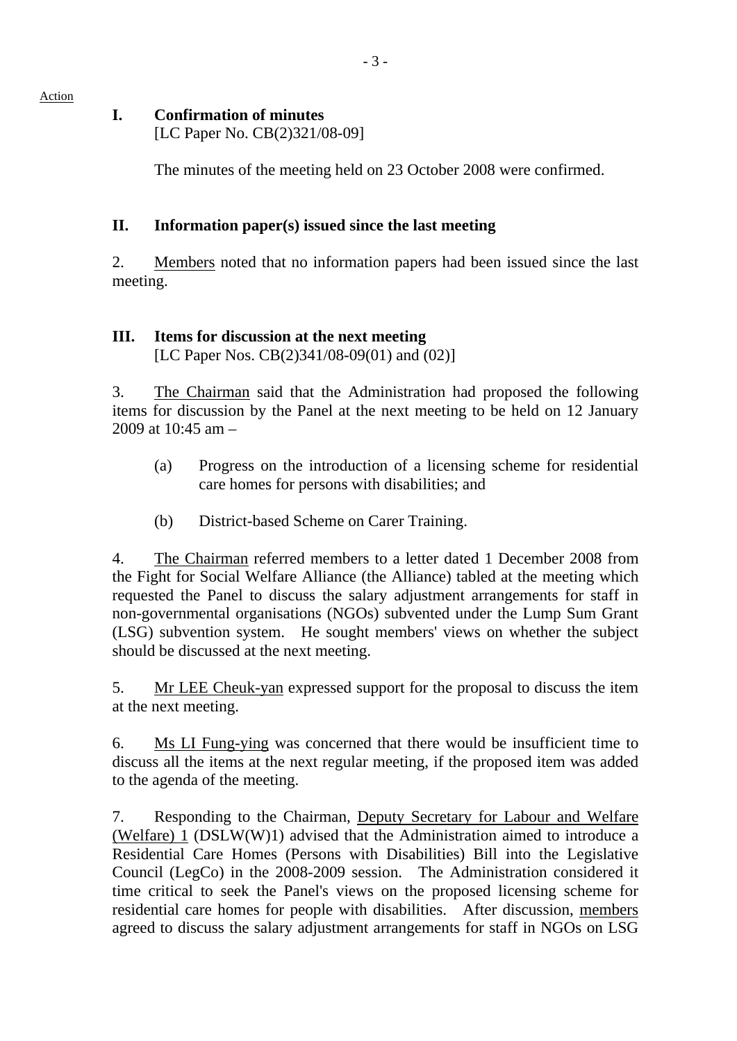Action

## I. Confirmation of minutes

[LC Paper No. CB(2)321/08-09]

The minutes of the meeting held on 23 October 2008 were confirmed.

## II. Information paper(s) issued since the last meeting

2. Members noted that no information papers had been issued since the last meeting.

## III. Items for discussion at the next meeting

[LC Paper Nos. CB(2)341/08-09(01) and (02)]

3. The Chairman said that the Administration had proposed the following items for discussion by the Panel at the next meeting to be held on 12 January 2009 at 10:45 am –

(a) Progress on the introduction of a licensing scheme for residential care homes for persons with disabilities; and

(b) District-based Scheme on Carer Training.

4. The Chairman referred members to a letter dated 1 December 2008 from the Fight for Social Welfare Alliance (the Alliance) tabled at the meeting which requested the Panel to discuss the salary adjustment arrangements for staff in non-governmental organisations (NGOs) subvented under the Lump Sum Grant (LSG) subvention system. He sought members' views on whether the subject should be discussed at the next meeting.

5. Mr LEE Cheuk-yan expressed support for the proposal to discuss the item at the next meeting.

6. Ms LI Fung-ying was concerned that there would be insufficient time to discuss all the items at the next regular meeting, if the proposed item was added to the agenda of the meeting.

7. Responding to the Chairman, Deputy Secretary for Labour and Welfare (Welfare) 1 (DSLW(W)1) advised that the Administration aimed to introduce a Residential Care Homes (Persons with Disabilities) Bill into the Legislative Council (LegCo) in the 2008-2009 session. The Administration considered it time critical to seek the Panel's views on the proposed licensing scheme for residential care homes for people with disabilities. After discussion, members agreed to discuss the salary adjustment arrangements for staff in NGOs on LSG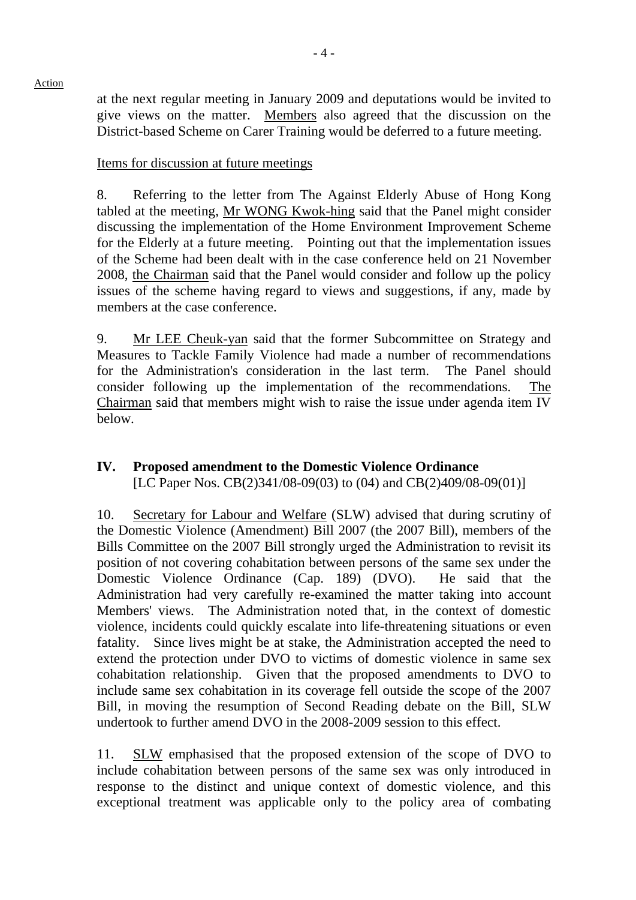at the next regular meeting in January 2009 and deputations would be invited to give views on the matter. Members also agreed that the discussion on the District-based Scheme on Carer Training would be deferred to a future meeting.

Items for discussion at future meetings

8. Referring to the letter from The Against Elderly Abuse of Hong Kong tabled at the meeting, Mr WONG Kwok-hing said that the Panel might consider discussing the implementation of the Home Environment Improvement Scheme for the Elderly at a future meeting. Pointing out that the implementation issues of the Scheme had been dealt with in the case conference held on 21 November 2008, the Chairman said that the Panel would consider and follow up the policy issues of the scheme having regard to views and suggestions, if any, made by members at the case conference.

9. Mr LEE Cheuk-yan said that the former Subcommittee on Strategy and Measures to Tackle Family Violence had made a number of recommendations for the Administration's consideration in the last term. The Panel should consider following up the implementation of the recommendations. The Chairman said that members might wish to raise the issue under agenda item IV below.

## IV. Proposed amendment to the Domestic Violence Ordinance

[LC Paper Nos. CB(2)341/08-09(03) to (04) and CB(2)409/08-09(01)]

10. Secretary for Labour and Welfare (SLW) advised that during scrutiny of the Domestic Violence (Amendment) Bill 2007 (the 2007 Bill), members of the Bills Committee on the 2007 Bill strongly urged the Administration to revisit its position of not covering cohabitation between persons of the same sex under the Domestic Violence Ordinance (Cap. 189) (DVO). He said that the Administration had very carefully re-examined the matter taking into account Members' views. The Administration noted that, in the context of domestic violence, incidents could quickly escalate into life-threatening situations or even fatality. Since lives might be at stake, the Administration accepted the need to extend the protection under DVO to victims of domestic violence in same sex cohabitation relationship. Given that the proposed amendments to DVO to include same sex cohabitation in its coverage fell outside the scope of the 2007 Bill, in moving the resumption of Second Reading debate on the Bill, SLW undertook to further amend DVO in the 2008-2009 session to this effect.

11. SLW emphasised that the proposed extension of the scope of DVO to include cohabitation between persons of the same sex was only introduced in response to the distinct and unique context of domestic violence, and this exceptional treatment was applicable only to the policy area of combating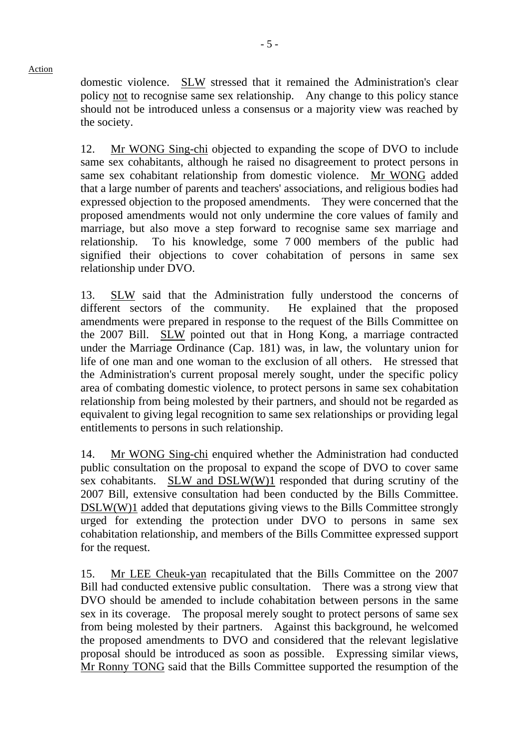domestic violence. SLW stressed that it remained the Administration's clear policy not to recognise same sex relationship. Any change to this policy stance should not be introduced unless a consensus or a majority view was reached by the society.

12. Mr WONG Sing-chi objected to expanding the scope of DVO to include same sex cohabitants, although he raised no disagreement to protect persons in same sex cohabitant relationship from domestic violence. Mr WONG added that a large number of parents and teachers' associations, and religious bodies had expressed objection to the proposed amendments. They were concerned that the proposed amendments would not only undermine the core values of family and marriage, but also move a step forward to recognise same sex marriage and relationship. To his knowledge, some 7 000 members of the public had signified their objections to cover cohabitation of persons in same sex relationship under DVO.

13. SLW said that the Administration fully understood the concerns of different sectors of the community. He explained that the proposed amendments were prepared in response to the request of the Bills Committee on the 2007 Bill. SLW pointed out that in Hong Kong, a marriage contracted under the Marriage Ordinance (Cap. 181) was, in law, the voluntary union for life of one man and one woman to the exclusion of all others. He stressed that the Administration's current proposal merely sought, under the specific policy area of combating domestic violence, to protect persons in same sex cohabitation relationship from being molested by their partners, and should not be regarded as equivalent to giving legal recognition to same sex relationships or providing legal entitlements to persons in such relationship.

14. Mr WONG Sing-chi enquired whether the Administration had conducted public consultation on the proposal to expand the scope of DVO to cover same sex cohabitants. SLW and DSLW(W)1 responded that during scrutiny of the 2007 Bill, extensive consultation had been conducted by the Bills Committee. DSLW(W)1 added that deputations giving views to the Bills Committee strongly urged for extending the protection under DVO to persons in same sex cohabitation relationship, and members of the Bills Committee expressed support for the request.

15. Mr LEE Cheuk-yan recapitulated that the Bills Committee on the 2007 Bill had conducted extensive public consultation. There was a strong view that DVO should be amended to include cohabitation between persons in the same sex in its coverage. The proposal merely sought to protect persons of same sex from being molested by their partners. Against this background, he welcomed the proposed amendments to DVO and considered that the relevant legislative proposal should be introduced as soon as possible. Expressing similar views, Mr Ronny TONG said that the Bills Committee supported the resumption of the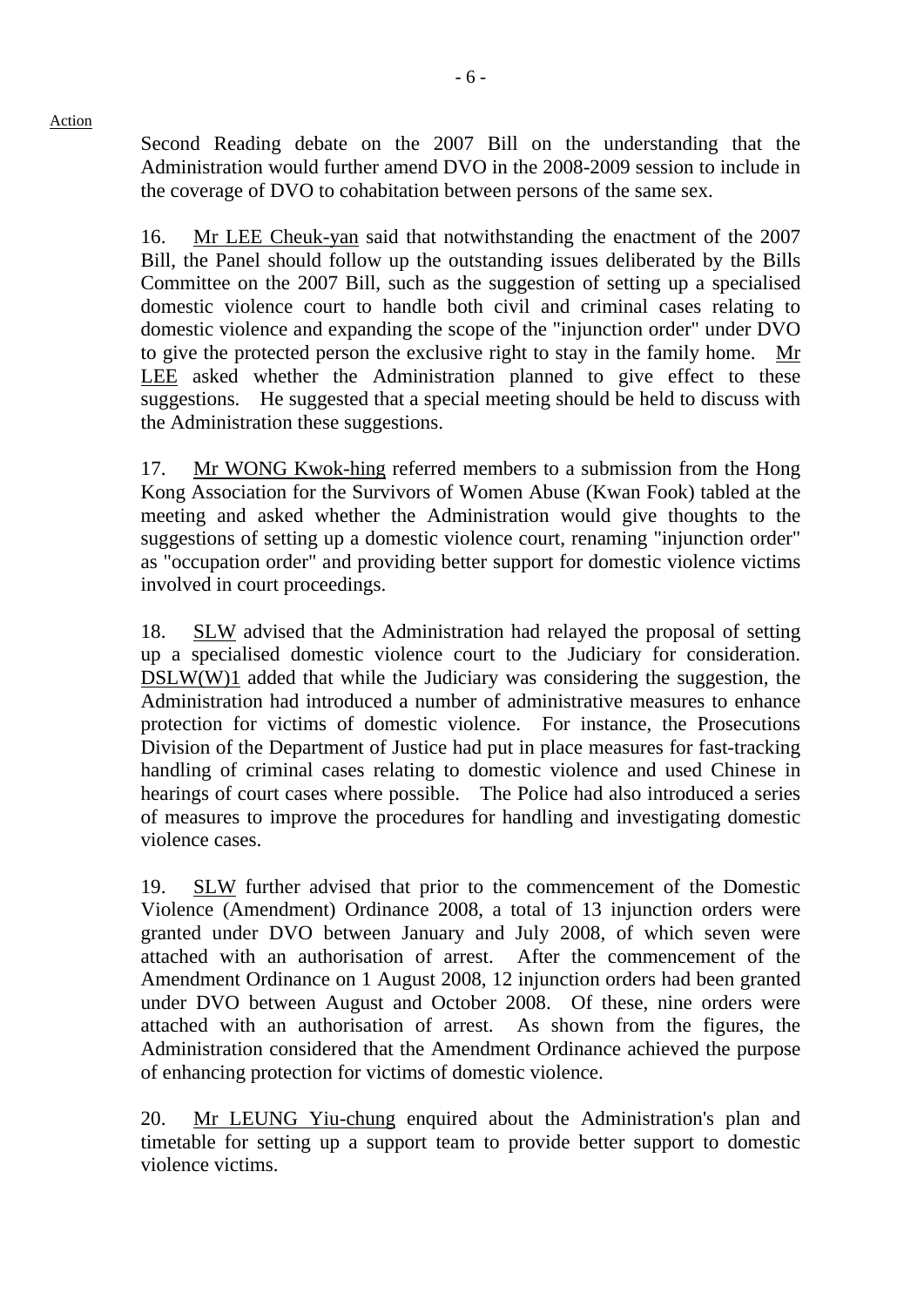Second Reading debate on the 2007 Bill on the understanding that the Administration would further amend DVO in the 2008-2009 session to include in the coverage of DVO to cohabitation between persons of the same sex.

16. Mr LEE Cheuk-yan said that notwithstanding the enactment of the 2007 Bill, the Panel should follow up the outstanding issues deliberated by the Bills Committee on the 2007 Bill, such as the suggestion of setting up a specialised domestic violence court to handle both civil and criminal cases relating to domestic violence and expanding the scope of the "injunction order" under DVO to give the protected person the exclusive right to stay in the family home. Mr LEE asked whether the Administration planned to give effect to these suggestions. He suggested that a special meeting should be held to discuss with the Administration these suggestions.

17. Mr WONG Kwok-hing referred members to a submission from the Hong Kong Association for the Survivors of Women Abuse (Kwan Fook) tabled at the meeting and asked whether the Administration would give thoughts to the suggestions of setting up a domestic violence court, renaming "injunction order" as "occupation order" and providing better support for domestic violence victims involved in court proceedings.

18. SLW advised that the Administration had relayed the proposal of setting up a specialised domestic violence court to the Judiciary for consideration. DSLW(W)1 added that while the Judiciary was considering the suggestion, the Administration had introduced a number of administrative measures to enhance protection for victims of domestic violence. For instance, the Prosecutions Division of the Department of Justice had put in place measures for fast-tracking handling of criminal cases relating to domestic violence and used Chinese in hearings of court cases where possible. The Police had also introduced a series of measures to improve the procedures for handling and investigating domestic violence cases.

19. SLW further advised that prior to the commencement of the Domestic Violence (Amendment) Ordinance 2008, a total of 13 injunction orders were granted under DVO between January and July 2008, of which seven were attached with an authorisation of arrest. After the commencement of the Amendment Ordinance on 1 August 2008, 12 injunction orders had been granted under DVO between August and October 2008. Of these, nine orders were attached with an authorisation of arrest. As shown from the figures, the Administration considered that the Amendment Ordinance achieved the purpose of enhancing protection for victims of domestic violence.

20. Mr LEUNG Yiu-chung enquired about the Administration's plan and timetable for setting up a support team to provide better support to domestic violence victims.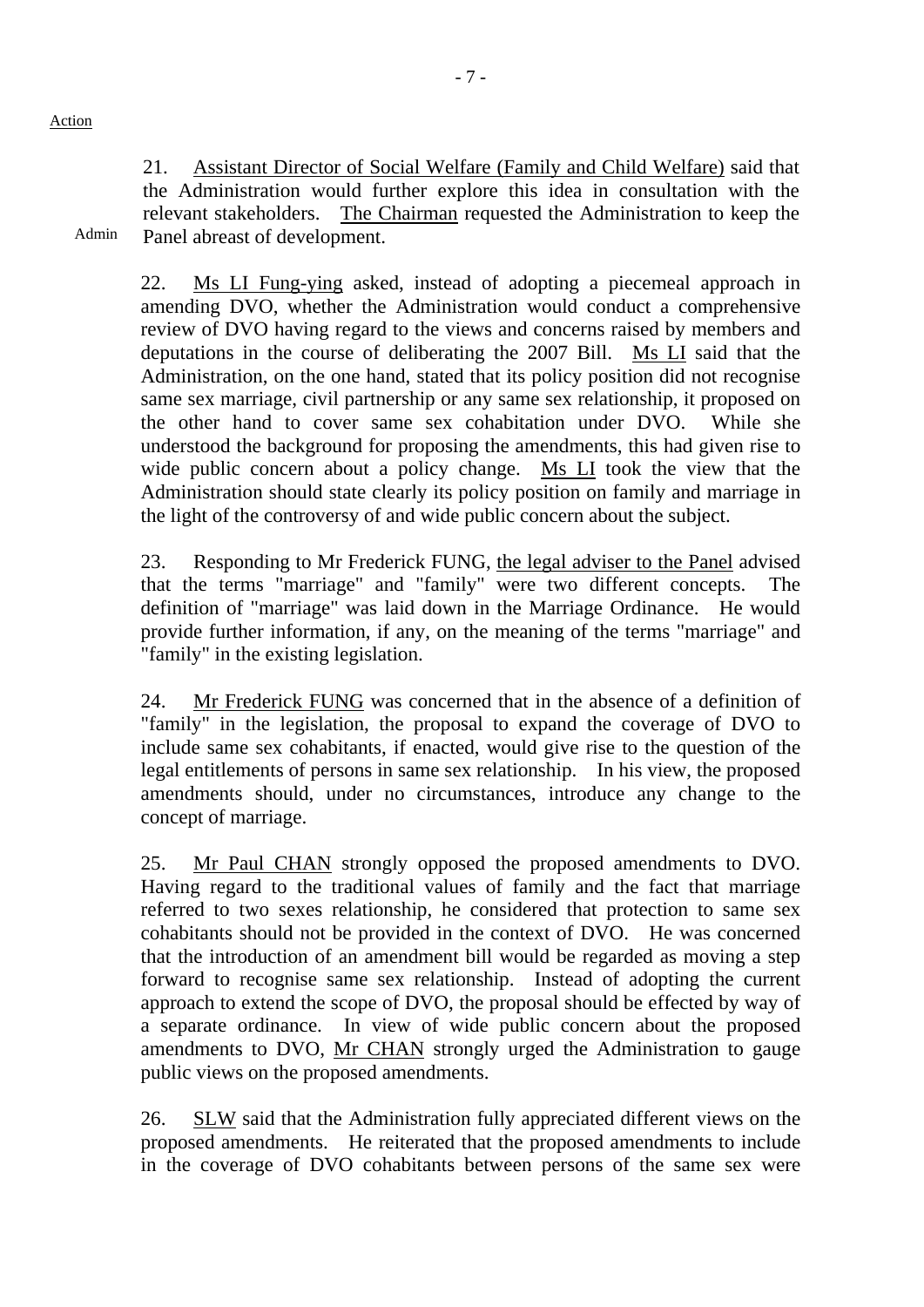Action

21. Assistant Director of Social Welfare (Family and Child Welfare) said that the Administration would further explore this idea in consultation with the relevant stakeholders. The Chairman requested the Administration to keep the Panel abreast of development.

Admin

22. Ms LI Fung-ying asked, instead of adopting a piecemeal approach in amending DVO, whether the Administration would conduct a comprehensive review of DVO having regard to the views and concerns raised by members and deputations in the course of deliberating the 2007 Bill. Ms LI said that the Administration, on the one hand, stated that its policy position did not recognise same sex marriage, civil partnership or any same sex relationship, it proposed on the other hand to cover same sex cohabitation under DVO. While she understood the background for proposing the amendments, this had given rise to wide public concern about a policy change. Ms LI took the view that the Administration should state clearly its policy position on family and marriage in the light of the controversy of and wide public concern about the subject.

23. Responding to Mr Frederick FUNG, the legal adviser to the Panel advised that the terms "marriage" and "family" were two different concepts. The definition of "marriage" was laid down in the Marriage Ordinance. He would provide further information, if any, on the meaning of the terms "marriage" and "family" in the existing legislation.

24. Mr Frederick FUNG was concerned that in the absence of a definition of "family" in the legislation, the proposal to expand the coverage of DVO to include same sex cohabitants, if enacted, would give rise to the question of the legal entitlements of persons in same sex relationship. In his view, the proposed amendments should, under no circumstances, introduce any change to the concept of marriage.

25. Mr Paul CHAN strongly opposed the proposed amendments to DVO. Having regard to the traditional values of family and the fact that marriage referred to two sexes relationship, he considered that protection to same sex cohabitants should not be provided in the context of DVO. He was concerned that the introduction of an amendment bill would be regarded as moving a step forward to recognise same sex relationship. Instead of adopting the current approach to extend the scope of DVO, the proposal should be effected by way of a separate ordinance. In view of wide public concern about the proposed amendments to DVO, Mr CHAN strongly urged the Administration to gauge public views on the proposed amendments.

26. SLW said that the Administration fully appreciated different views on the proposed amendments. He reiterated that the proposed amendments to include in the coverage of DVO cohabitants between persons of the same sex were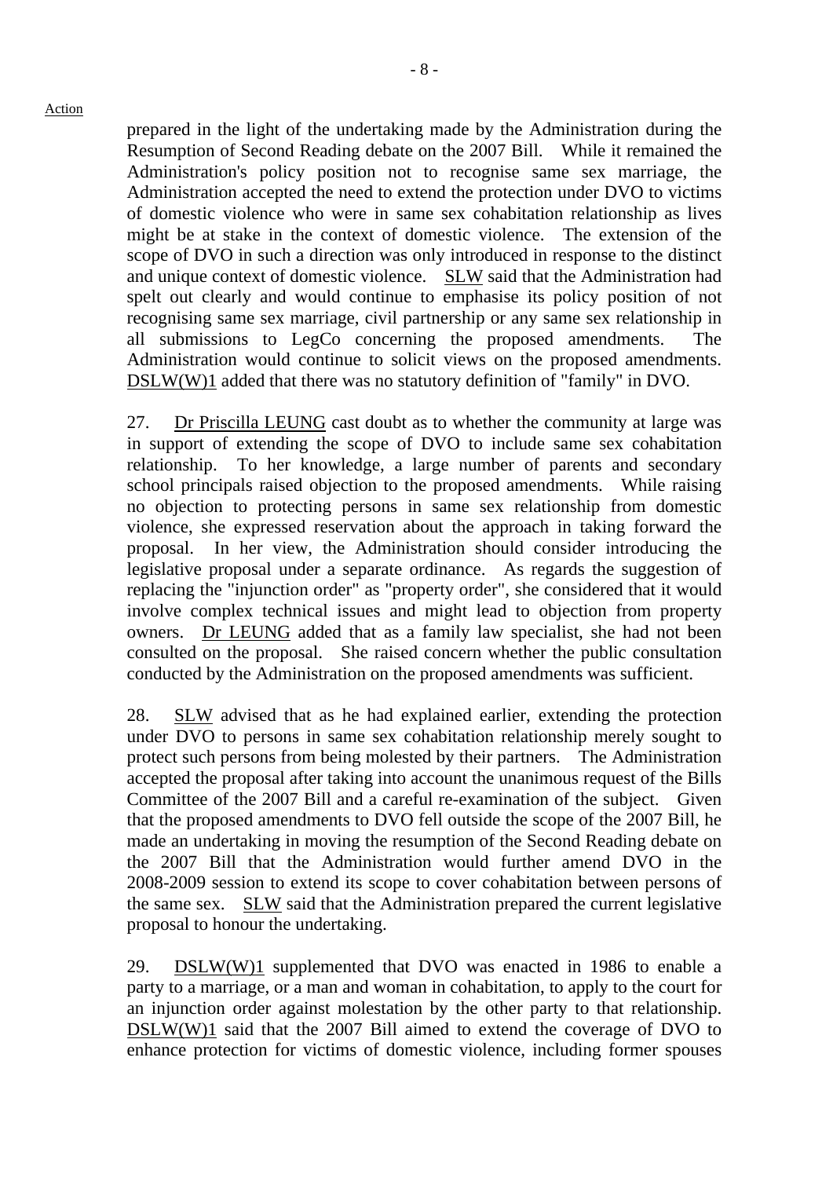Action

prepared in the light of the undertaking made by the Administration during the Resumption of Second Reading debate on the 2007 Bill. While it remained the Administration's policy position not to recognise same sex marriage, the Administration accepted the need to extend the protection under DVO to victims of domestic violence who were in same sex cohabitation relationship as lives might be at stake in the context of domestic violence. The extension of the scope of DVO in such a direction was only introduced in response to the distinct and unique context of domestic violence. SLW said that the Administration had spelt out clearly and would continue to emphasise its policy position of not recognising same sex marriage, civil partnership or any same sex relationship in all submissions to LegCo concerning the proposed amendments. The Administration would continue to solicit views on the proposed amendments. DSLW(W)1 added that there was no statutory definition of "family" in DVO.

27. Dr Priscilla LEUNG cast doubt as to whether the community at large was in support of extending the scope of DVO to include same sex cohabitation relationship. To her knowledge, a large number of parents and secondary school principals raised objection to the proposed amendments. While raising no objection to protecting persons in same sex relationship from domestic violence, she expressed reservation about the approach in taking forward the proposal. In her view, the Administration should consider introducing the legislative proposal under a separate ordinance. As regards the suggestion of replacing the "injunction order" as "property order", she considered that it would involve complex technical issues and might lead to objection from property owners. Dr LEUNG added that as a family law specialist, she had not been consulted on the proposal. She raised concern whether the public consultation conducted by the Administration on the proposed amendments was sufficient.

28. SLW advised that as he had explained earlier, extending the protection under DVO to persons in same sex cohabitation relationship merely sought to protect such persons from being molested by their partners. The Administration accepted the proposal after taking into account the unanimous request of the Bills Committee of the 2007 Bill and a careful re-examination of the subject. Given that the proposed amendments to DVO fell outside the scope of the 2007 Bill, he made an undertaking in moving the resumption of the Second Reading debate on the 2007 Bill that the Administration would further amend DVO in the 2008-2009 session to extend its scope to cover cohabitation between persons of the same sex. SLW said that the Administration prepared the current legislative proposal to honour the undertaking.

29. DSLW(W)1 supplemented that DVO was enacted in 1986 to enable a party to a marriage, or a man and woman in cohabitation, to apply to the court for an injunction order against molestation by the other party to that relationship. DSLW(W)1 said that the 2007 Bill aimed to extend the coverage of DVO to enhance protection for victims of domestic violence, including former spouses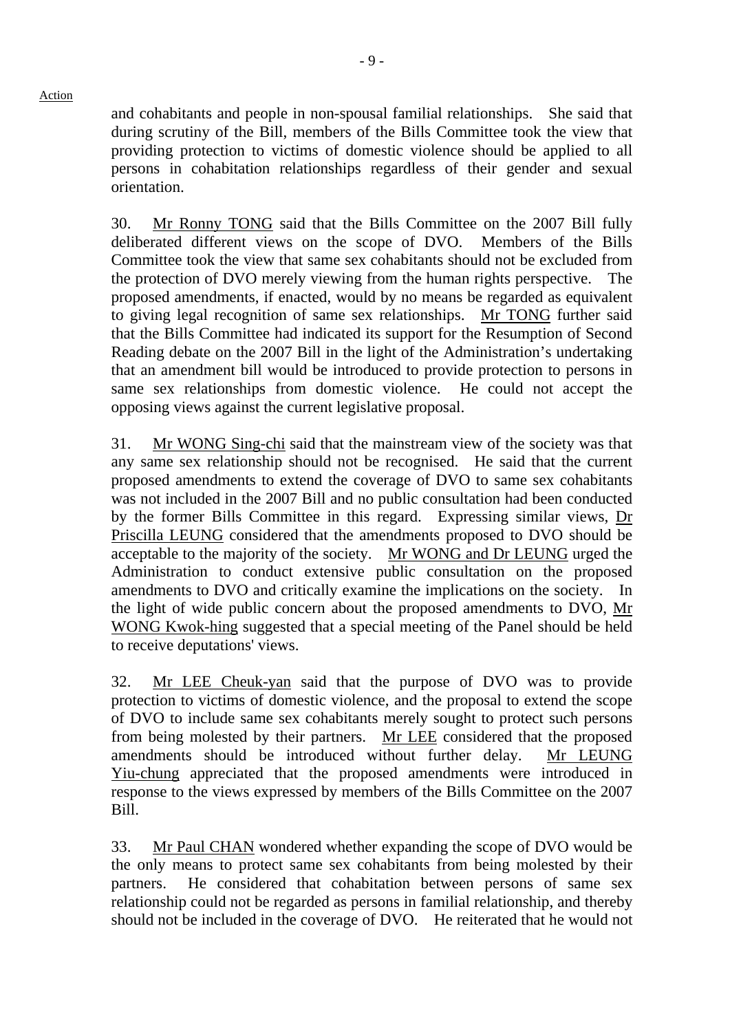and cohabitants and people in non-spousal familial relationships. She said that during scrutiny of the Bill, members of the Bills Committee took the view that providing protection to victims of domestic violence should be applied to all persons in cohabitation relationships regardless of their gender and sexual orientation.

30. Mr Ronny TONG said that the Bills Committee on the 2007 Bill fully deliberated different views on the scope of DVO. Members of the Bills Committee took the view that same sex cohabitants should not be excluded from the protection of DVO merely viewing from the human rights perspective. The proposed amendments, if enacted, would by no means be regarded as equivalent to giving legal recognition of same sex relationships. Mr TONG further said that the Bills Committee had indicated its support for the Resumption of Second Reading debate on the 2007 Bill in the light of the Administration's undertaking that an amendment bill would be introduced to provide protection to persons in same sex relationships from domestic violence. He could not accept the opposing views against the current legislative proposal.

31. Mr WONG Sing-chi said that the mainstream view of the society was that any same sex relationship should not be recognised. He said that the current proposed amendments to extend the coverage of DVO to same sex cohabitants was not included in the 2007 Bill and no public consultation had been conducted by the former Bills Committee in this regard. Expressing similar views, Dr Priscilla LEUNG considered that the amendments proposed to DVO should be acceptable to the majority of the society. Mr WONG and Dr LEUNG urged the Administration to conduct extensive public consultation on the proposed amendments to DVO and critically examine the implications on the society. In the light of wide public concern about the proposed amendments to DVO, Mr WONG Kwok-hing suggested that a special meeting of the Panel should be held to receive deputations' views.

32. Mr LEE Cheuk-yan said that the purpose of DVO was to provide protection to victims of domestic violence, and the proposal to extend the scope of DVO to include same sex cohabitants merely sought to protect such persons from being molested by their partners. Mr LEE considered that the proposed amendments should be introduced without further delay. Mr LEUNG Yiu-chung appreciated that the proposed amendments were introduced in response to the views expressed by members of the Bills Committee on the 2007 Bill.

33. Mr Paul CHAN wondered whether expanding the scope of DVO would be the only means to protect same sex cohabitants from being molested by their partners. He considered that cohabitation between persons of same sex relationship could not be regarded as persons in familial relationship, and thereby should not be included in the coverage of DVO. He reiterated that he would not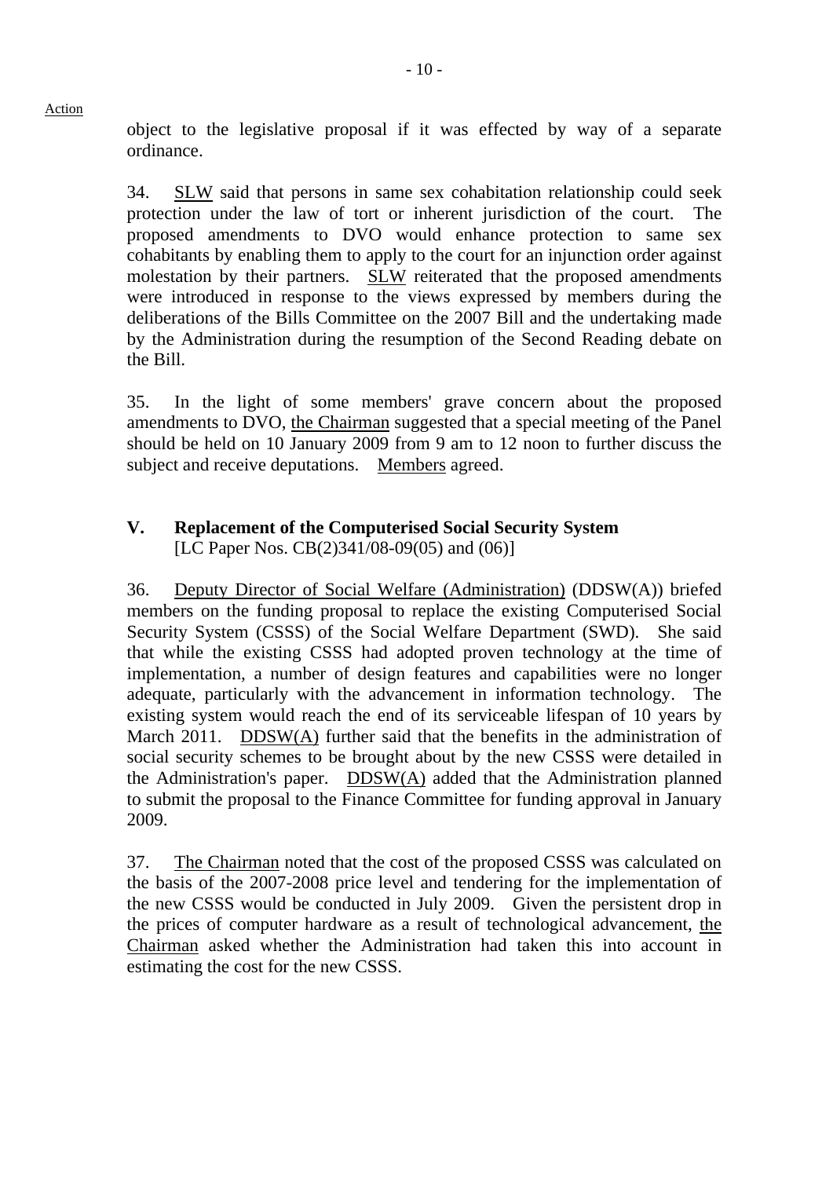object to the legislative proposal if it was effected by way of a separate ordinance.

34. SLW said that persons in same sex cohabitation relationship could seek protection under the law of tort or inherent jurisdiction of the court. The proposed amendments to DVO would enhance protection to same sex cohabitants by enabling them to apply to the court for an injunction order against molestation by their partners. SLW reiterated that the proposed amendments were introduced in response to the views expressed by members during the deliberations of the Bills Committee on the 2007 Bill and the undertaking made by the Administration during the resumption of the Second Reading debate on the Bill.

35. In the light of some members' grave concern about the proposed amendments to DVO, the Chairman suggested that a special meeting of the Panel should be held on 10 January 2009 from 9 am to 12 noon to further discuss the subject and receive deputations. Members agreed.

## V. Replacement of the Computerised Social Security System

[LC Paper Nos. CB(2)341/08-09(05) and (06)]

36. Deputy Director of Social Welfare (Administration) (DDSW(A)) briefed members on the funding proposal to replace the existing Computerised Social Security System (CSSS) of the Social Welfare Department (SWD). She said that while the existing CSSS had adopted proven technology at the time of implementation, a number of design features and capabilities were no longer adequate, particularly with the advancement in information technology. The existing system would reach the end of its serviceable lifespan of 10 years by March 2011. DDSW(A) further said that the benefits in the administration of social security schemes to be brought about by the new CSSS were detailed in the Administration's paper. DDSW(A) added that the Administration planned to submit the proposal to the Finance Committee for funding approval in January 2009.

37. The Chairman noted that the cost of the proposed CSSS was calculated on the basis of the 2007-2008 price level and tendering for the implementation of the new CSSS would be conducted in July 2009. Given the persistent drop in the prices of computer hardware as a result of technological advancement, the Chairman asked whether the Administration had taken this into account in estimating the cost for the new CSSS.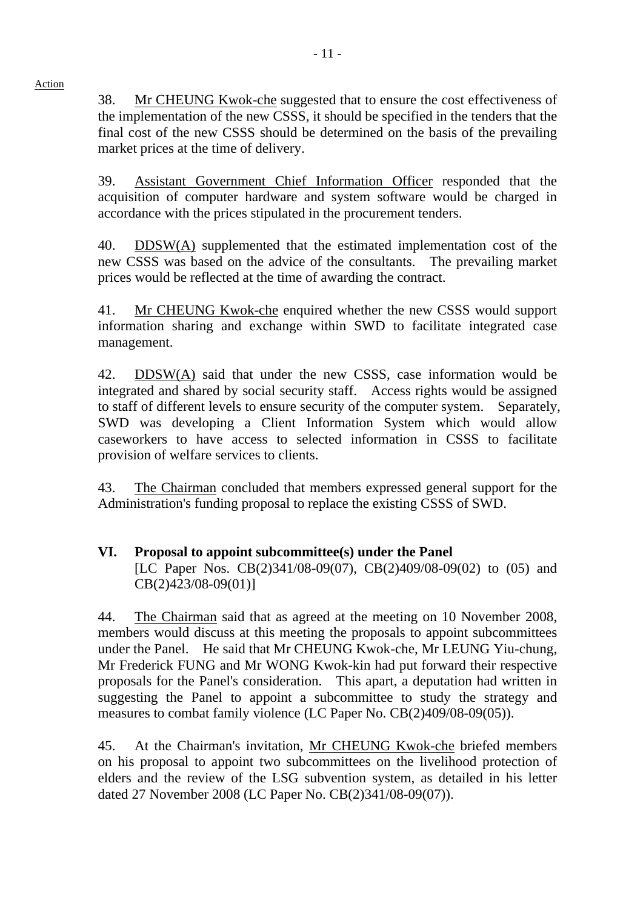Action

38. Mr CHEUNG Kwok-che suggested that to ensure the cost effectiveness of the implementation of the new CSSS, it should be specified in the tenders that the final cost of the new CSSS should be determined on the basis of the prevailing market prices at the time of delivery.

39. Assistant Government Chief Information Officer responded that the acquisition of computer hardware and system software would be charged in accordance with the prices stipulated in the procurement tenders.

40. DDSW(A) supplemented that the estimated implementation cost of the new CSSS was based on the advice of the consultants. The prevailing market prices would be reflected at the time of awarding the contract.

41. Mr CHEUNG Kwok-che enquired whether the new CSSS would support information sharing and exchange within SWD to facilitate integrated case management.

42. DDSW(A) said that under the new CSSS, case information would be integrated and shared by social security staff. Access rights would be assigned to staff of different levels to ensure security of the computer system. Separately, SWD was developing a Client Information System which would allow caseworkers to have access to selected information in CSSS to facilitate provision of welfare services to clients.

43. The Chairman concluded that members expressed general support for the Administration's funding proposal to replace the existing CSSS of SWD.

## VI. Proposal to appoint subcommittee(s) under the Panel

[LC Paper Nos. CB(2)341/08-09(07), CB(2)409/08-09(02) to (05) and CB(2)423/08-09(01)]

44. The Chairman said that as agreed at the meeting on 10 November 2008, members would discuss at this meeting the proposals to appoint subcommittees under the Panel. He said that Mr CHEUNG Kwok-che, Mr LEUNG Yiu-chung, Mr Frederick FUNG and Mr WONG Kwok-kin had put forward their respective proposals for the Panel's consideration. This apart, a deputation had written in suggesting the Panel to appoint a subcommittee to study the strategy and measures to combat family violence (LC Paper No. CB(2)409/08-09(05)).

45. At the Chairman's invitation, Mr CHEUNG Kwok-che briefed members on his proposal to appoint two subcommittees on the livelihood protection of elders and the review of the LSG subvention system, as detailed in his letter dated 27 November 2008 (LC Paper No. CB(2)341/08-09(07)).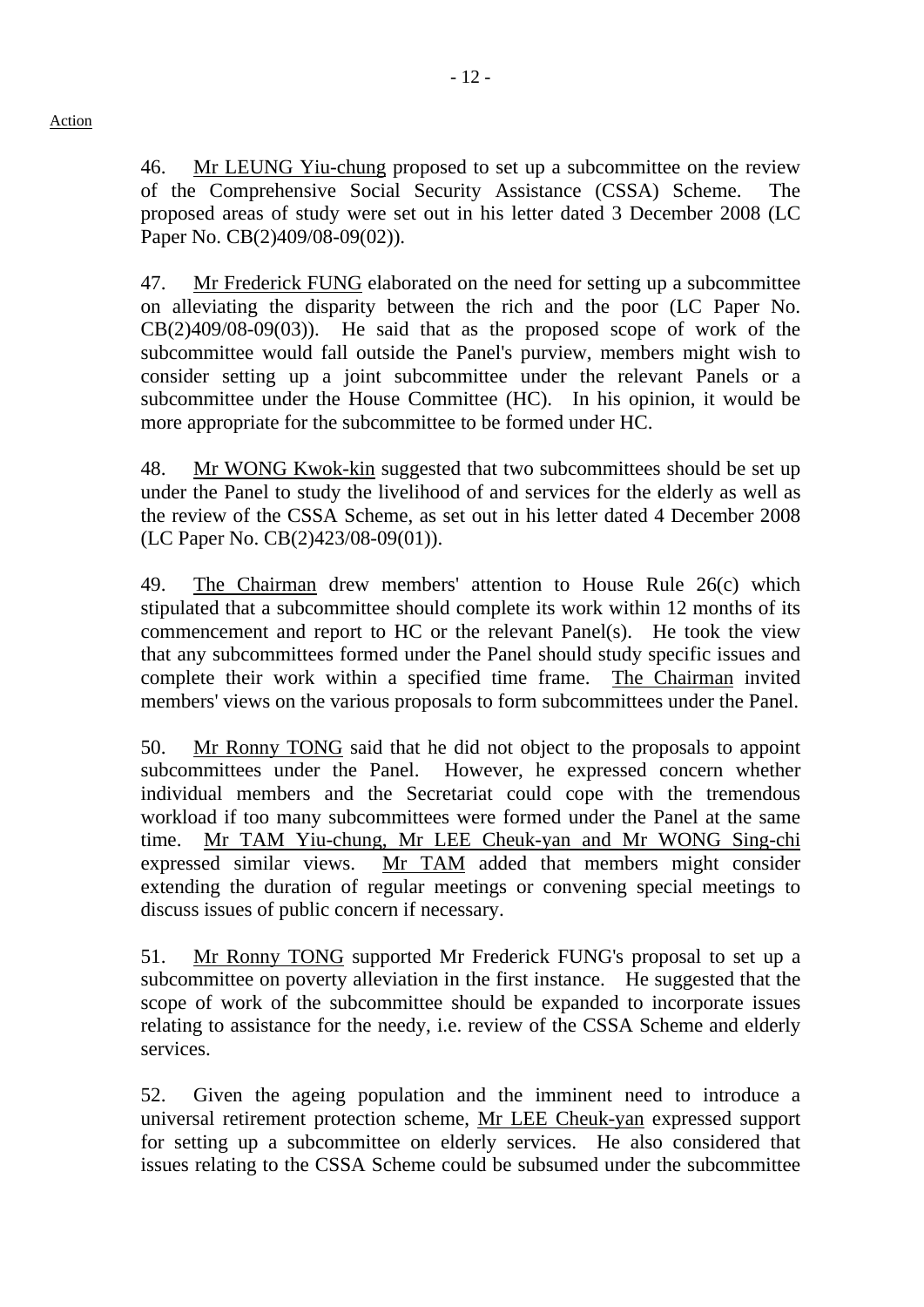Action

46. Mr LEUNG Yiu-chung proposed to set up a subcommittee on the review of the Comprehensive Social Security Assistance (CSSA) Scheme. The proposed areas of study were set out in his letter dated 3 December 2008 (LC Paper No. CB(2)409/08-09(02)).

47. Mr Frederick FUNG elaborated on the need for setting up a subcommittee on alleviating the disparity between the rich and the poor (LC Paper No. CB(2)409/08-09(03)). He said that as the proposed scope of work of the subcommittee would fall outside the Panel's purview, members might wish to consider setting up a joint subcommittee under the relevant Panels or a subcommittee under the House Committee (HC). In his opinion, it would be more appropriate for the subcommittee to be formed under HC.

48. Mr WONG Kwok-kin suggested that two subcommittees should be set up under the Panel to study the livelihood of and services for the elderly as well as the review of the CSSA Scheme, as set out in his letter dated 4 December 2008 (LC Paper No. CB(2)423/08-09(01)).

49. The Chairman drew members' attention to House Rule 26(c) which stipulated that a subcommittee should complete its work within 12 months of its commencement and report to HC or the relevant Panel(s). He took the view that any subcommittees formed under the Panel should study specific issues and complete their work within a specified time frame. The Chairman invited members' views on the various proposals to form subcommittees under the Panel.

50. Mr Ronny TONG said that he did not object to the proposals to appoint subcommittees under the Panel. However, he expressed concern whether individual members and the Secretariat could cope with the tremendous workload if too many subcommittees were formed under the Panel at the same time. Mr TAM Yiu-chung, Mr LEE Cheuk-yan and Mr WONG Sing-chi expressed similar views. Mr TAM added that members might consider extending the duration of regular meetings or convening special meetings to discuss issues of public concern if necessary.

51. Mr Ronny TONG supported Mr Frederick FUNG's proposal to set up a subcommittee on poverty alleviation in the first instance. He suggested that the scope of work of the subcommittee should be expanded to incorporate issues relating to assistance for the needy, i.e. review of the CSSA Scheme and elderly services.

52. Given the ageing population and the imminent need to introduce a universal retirement protection scheme, Mr LEE Cheuk-yan expressed support for setting up a subcommittee on elderly services. He also considered that issues relating to the CSSA Scheme could be subsumed under the subcommittee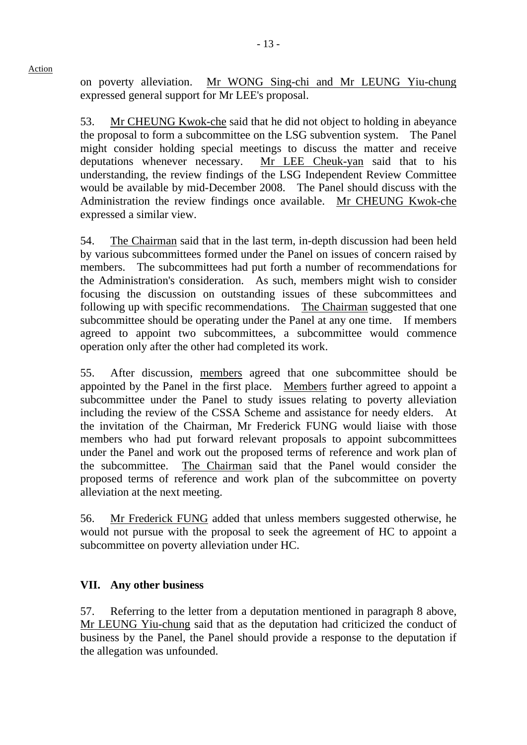on poverty alleviation. Mr WONG Sing-chi and Mr LEUNG Yiu-chung expressed general support for Mr LEE's proposal.

53. Mr CHEUNG Kwok-che said that he did not object to holding in abeyance the proposal to form a subcommittee on the LSG subvention system. The Panel might consider holding special meetings to discuss the matter and receive deputations whenever necessary. Mr LEE Cheuk-yan said that to his understanding, the review findings of the LSG Independent Review Committee would be available by mid-December 2008. The Panel should discuss with the Administration the review findings once available. Mr CHEUNG Kwok-che expressed a similar view.

54. The Chairman said that in the last term, in-depth discussion had been held by various subcommittees formed under the Panel on issues of concern raised by members. The subcommittees had put forth a number of recommendations for the Administration's consideration. As such, members might wish to consider focusing the discussion on outstanding issues of these subcommittees and following up with specific recommendations. The Chairman suggested that one subcommittee should be operating under the Panel at any one time. If members agreed to appoint two subcommittees, a subcommittee would commence operation only after the other had completed its work.

55. After discussion, members agreed that one subcommittee should be appointed by the Panel in the first place. Members further agreed to appoint a subcommittee under the Panel to study issues relating to poverty alleviation including the review of the CSSA Scheme and assistance for needy elders. At the invitation of the Chairman, Mr Frederick FUNG would liaise with those members who had put forward relevant proposals to appoint subcommittees under the Panel and work out the proposed terms of reference and work plan of the subcommittee. The Chairman said that the Panel would consider the proposed terms of reference and work plan of the subcommittee on poverty alleviation at the next meeting.

56. Mr Frederick FUNG added that unless members suggested otherwise, he would not pursue with the proposal to seek the agreement of HC to appoint a subcommittee on poverty alleviation under HC.

## VII. Any other business

57. Referring to the letter from a deputation mentioned in paragraph 8 above, Mr LEUNG Yiu-chung said that as the deputation had criticized the conduct of business by the Panel, the Panel should provide a response to the deputation if the allegation was unfounded.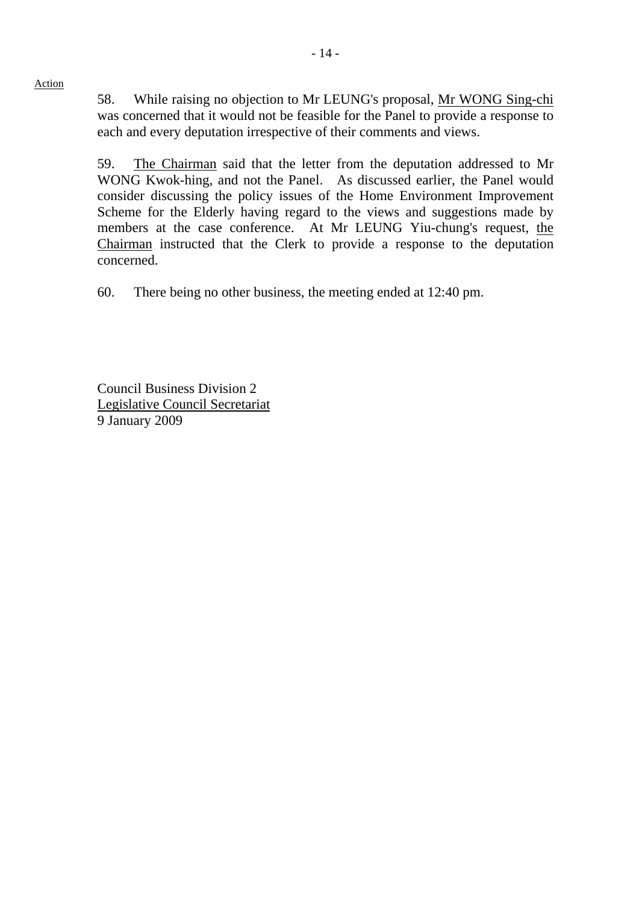Action

58. While raising no objection to Mr LEUNG's proposal, Mr WONG Sing-chi was concerned that it would not be feasible for the Panel to provide a response to each and every deputation irrespective of their comments and views.

59. The Chairman said that the letter from the deputation addressed to Mr WONG Kwok-hing, and not the Panel. As discussed earlier, the Panel would consider discussing the policy issues of the Home Environment Improvement Scheme for the Elderly having regard to the views and suggestions made by members at the case conference. At Mr LEUNG Yiu-chung's request, the Chairman instructed that the Clerk to provide a response to the deputation concerned.

60. There being no other business, the meeting ended at 12:40 pm.

Council Business Division 2
Legislative Council Secretariat
9 January 2009